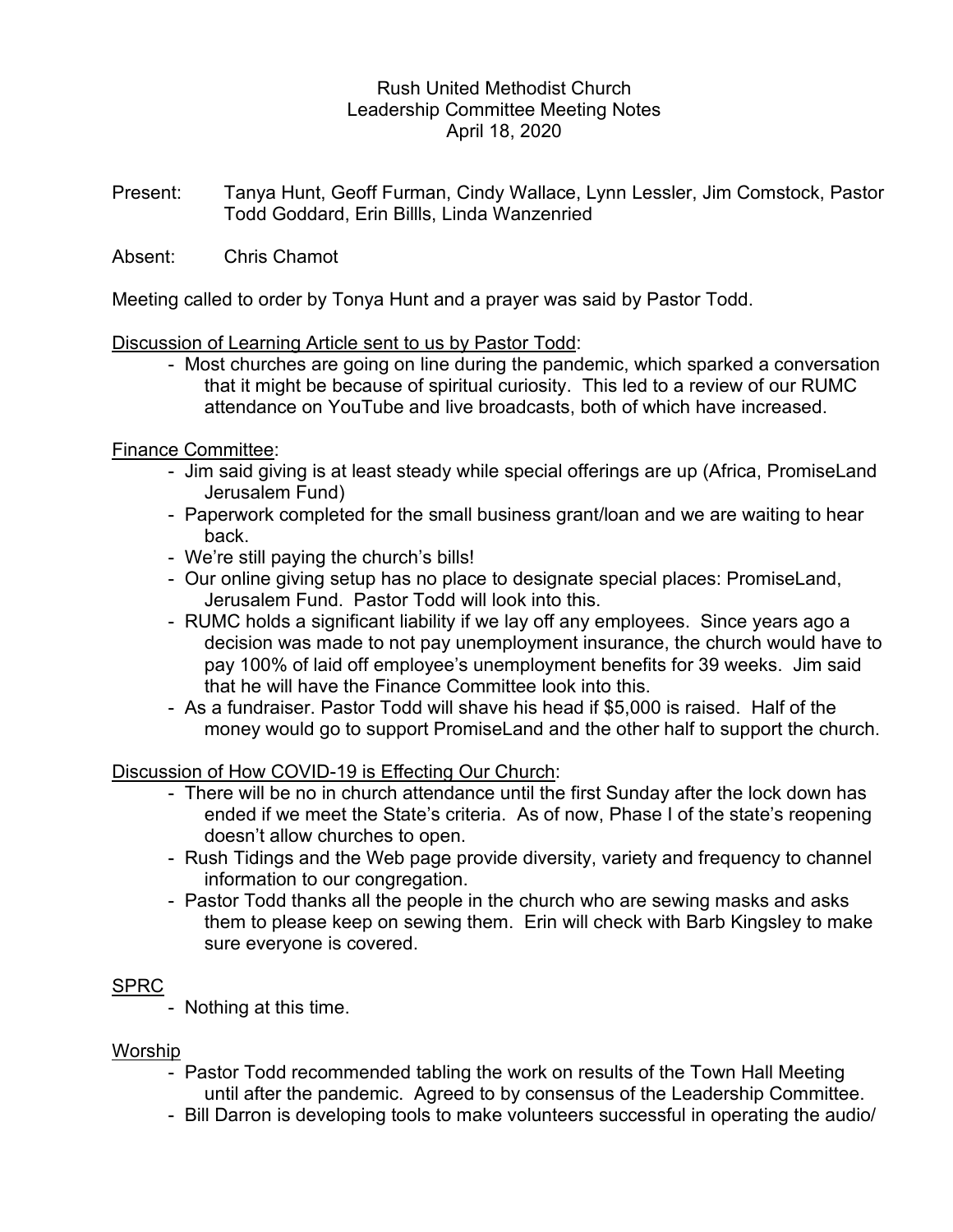Rush United Methodist Church
Leadership Committee Meeting Notes
April 18, 2020

Present: Tanya Hunt, Geoff Furman, Cindy Wallace, Lynn Lessler, Jim Comstock, Pastor Todd Goddard, Erin Billls, Linda Wanzenried

Absent: Chris Chamot

Meeting called to order by Tonya Hunt and a prayer was said by Pastor Todd.

<u>Discussion of Learning Article sent to us by Pastor Todd</u>:

- Most churches are going on line during the pandemic, which sparked a conversation that it might be because of spiritual curiosity. This led to a review of our RUMC attendance on YouTube and live broadcasts, both of which have increased.

<u>Finance Committee</u>:

- Jim said giving is at least steady while special offerings are up (Africa, PromiseLand Jerusalem Fund)
- Paperwork completed for the small business grant/loan and we are waiting to hear back.
- We're still paying the church's bills!
- Our online giving setup has no place to designate special places: PromiseLand, Jerusalem Fund. Pastor Todd will look into this.
- RUMC holds a significant liability if we lay off any employees. Since years ago a decision was made to not pay unemployment insurance, the church would have to pay 100% of laid off employee's unemployment benefits for 39 weeks. Jim said that he will have the Finance Committee look into this.
- As a fundraiser. Pastor Todd will shave his head if $5,000 is raised. Half of the money would go to support PromiseLand and the other half to support the church.

<u>Discussion of How COVID-19 is Effecting Our Church</u>:

- There will be no in church attendance until the first Sunday after the lock down has ended if we meet the State's criteria. As of now, Phase I of the state's reopening doesn't allow churches to open.
- Rush Tidings and the Web page provide diversity, variety and frequency to channel information to our congregation.
- Pastor Todd thanks all the people in the church who are sewing masks and asks them to please keep on sewing them. Erin will check with Barb Kingsley to make sure everyone is covered.

<u>SPRC</u>

- Nothing at this time.

<u>Worship</u>

- Pastor Todd recommended tabling the work on results of the Town Hall Meeting until after the pandemic. Agreed to by consensus of the Leadership Committee.
- Bill Darron is developing tools to make volunteers successful in operating the audio/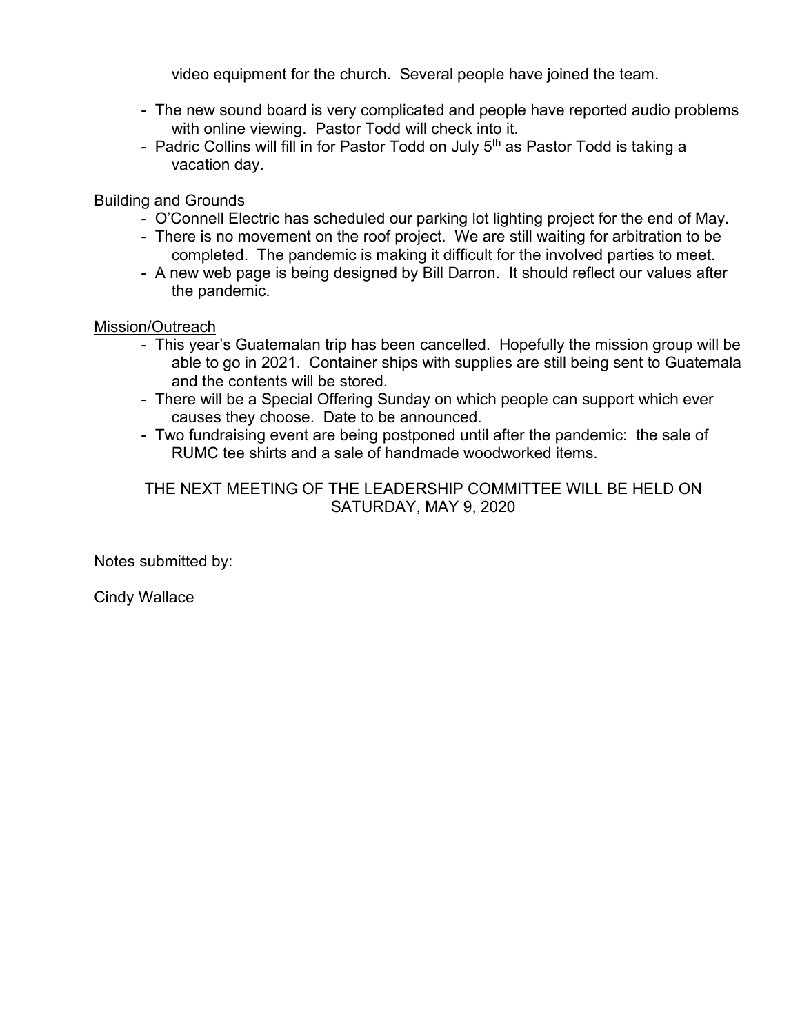video equipment for the church. Several people have joined the team.

- The new sound board is very complicated and people have reported audio problems with online viewing. Pastor Todd will check into it.
- Padric Collins will fill in for Pastor Todd on July 5th as Pastor Todd is taking a vacation day.

Building and Grounds

- O'Connell Electric has scheduled our parking lot lighting project for the end of May.
- There is no movement on the roof project. We are still waiting for arbitration to be completed. The pandemic is making it difficult for the involved parties to meet.
- A new web page is being designed by Bill Darron. It should reflect our values after the pandemic.

Mission/Outreach

- This year's Guatemalan trip has been cancelled. Hopefully the mission group will be able to go in 2021. Container ships with supplies are still being sent to Guatemala and the contents will be stored.
- There will be a Special Offering Sunday on which people can support which ever causes they choose. Date to be announced.
- Two fundraising event are being postponed until after the pandemic: the sale of RUMC tee shirts and a sale of handmade woodworked items.

THE NEXT MEETING OF THE LEADERSHIP COMMITTEE WILL BE HELD ON SATURDAY, MAY 9, 2020

Notes submitted by:

Cindy Wallace